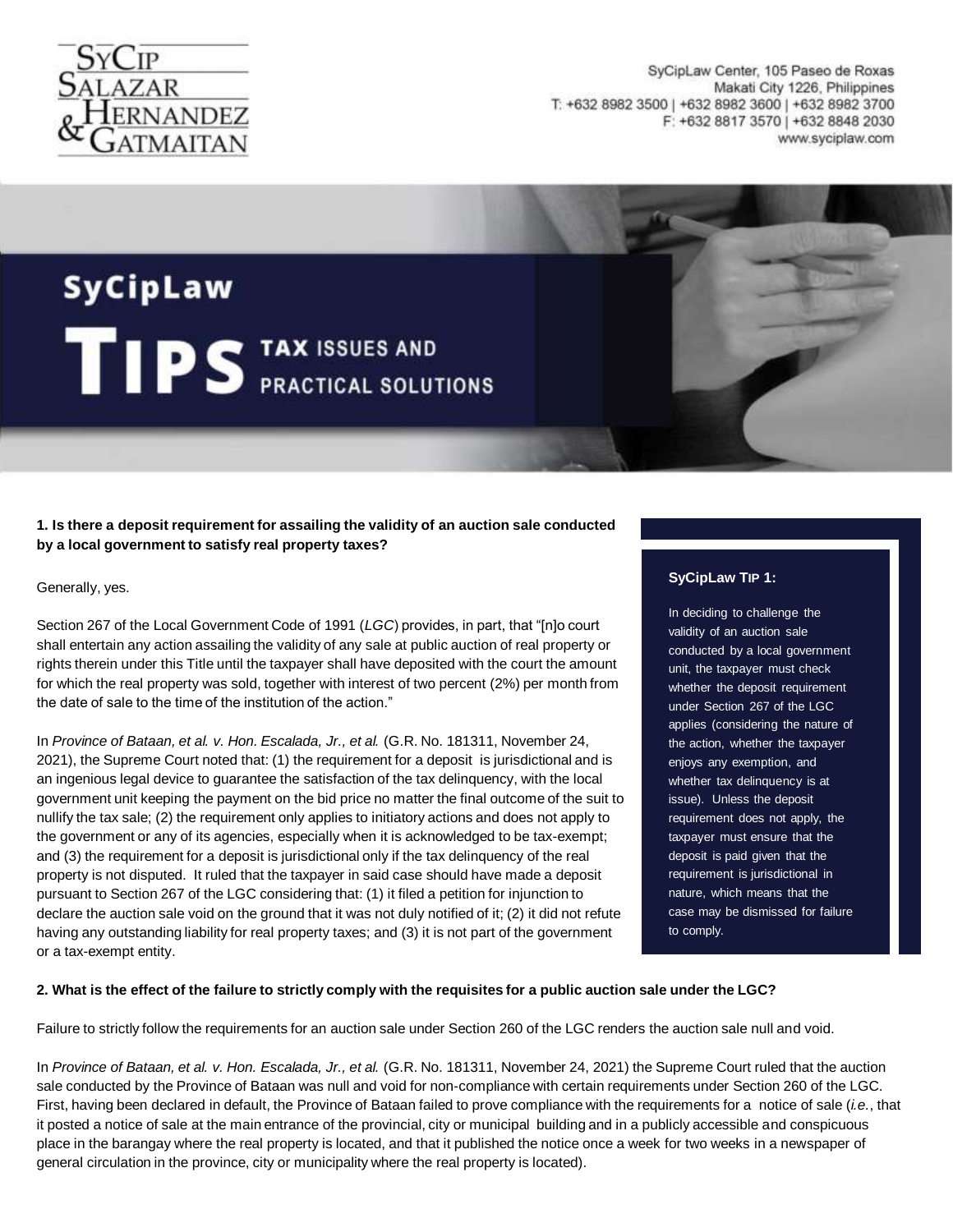SyCipLaw Center, 105 Paseo de Roxas
Makati City 1226, Philippines
T: +632 8982 3500 | +632 8982 3600 | +632 8982 3700
F: +632 8817 3570 | +632 8848 2030
www.syciplaw.com

# SyCipLaw TIPS TAX ISSUES AND PRACTICAL SOLUTIONS

**1. Is there a deposit requirement for assailing the validity of an auction sale conducted by a local government to satisfy real property taxes?**

Generally, yes.

Section 267 of the Local Government Code of 1991 (*LGC*) provides, in part, that "[n]o court shall entertain any action assailing the validity of any sale at public auction of real property or rights therein under this Title until the taxpayer shall have deposited with the court the amount for which the real property was sold, together with interest of two percent (2%) per month from the date of sale to the time of the institution of the action."

In *Province of Bataan, et al. v. Hon. Escalada, Jr., et al.* (G.R. No. 181311, November 24, 2021), the Supreme Court noted that: (1) the requirement for a deposit is jurisdictional and is an ingenious legal device to guarantee the satisfaction of the tax delinquency, with the local government unit keeping the payment on the bid price no matter the final outcome of the suit to nullify the tax sale; (2) the requirement only applies to initiatory actions and does not apply to the government or any of its agencies, especially when it is acknowledged to be tax-exempt; and (3) the requirement for a deposit is jurisdictional only if the tax delinquency of the real property is not disputed. It ruled that the taxpayer in said case should have made a deposit pursuant to Section 267 of the LGC considering that: (1) it filed a petition for injunction to declare the auction sale void on the ground that it was not duly notified of it; (2) it did not refute having any outstanding liability for real property taxes; and (3) it is not part of the government or a tax-exempt entity.

**SyCipLaw TIP 1:**

In deciding to challenge the validity of an auction sale conducted by a local government unit, the taxpayer must check whether the deposit requirement under Section 267 of the LGC applies (considering the nature of the action, whether the taxpayer enjoys any exemption, and whether tax delinquency is at issue). Unless the deposit requirement does not apply, the taxpayer must ensure that the deposit is paid given that the requirement is jurisdictional in nature, which means that the case may be dismissed for failure to comply.

**2. What is the effect of the failure to strictly comply with the requisites for a public auction sale under the LGC?**

Failure to strictly follow the requirements for an auction sale under Section 260 of the LGC renders the auction sale null and void.

In *Province of Bataan, et al. v. Hon. Escalada, Jr., et al.* (G.R. No. 181311, November 24, 2021) the Supreme Court ruled that the auction sale conducted by the Province of Bataan was null and void for non-compliance with certain requirements under Section 260 of the LGC. First, having been declared in default, the Province of Bataan failed to prove compliance with the requirements for a notice of sale (*i.e.*, that it posted a notice of sale at the main entrance of the provincial, city or municipal building and in a publicly accessible and conspicuous place in the barangay where the real property is located, and that it published the notice once a week for two weeks in a newspaper of general circulation in the province, city or municipality where the real property is located).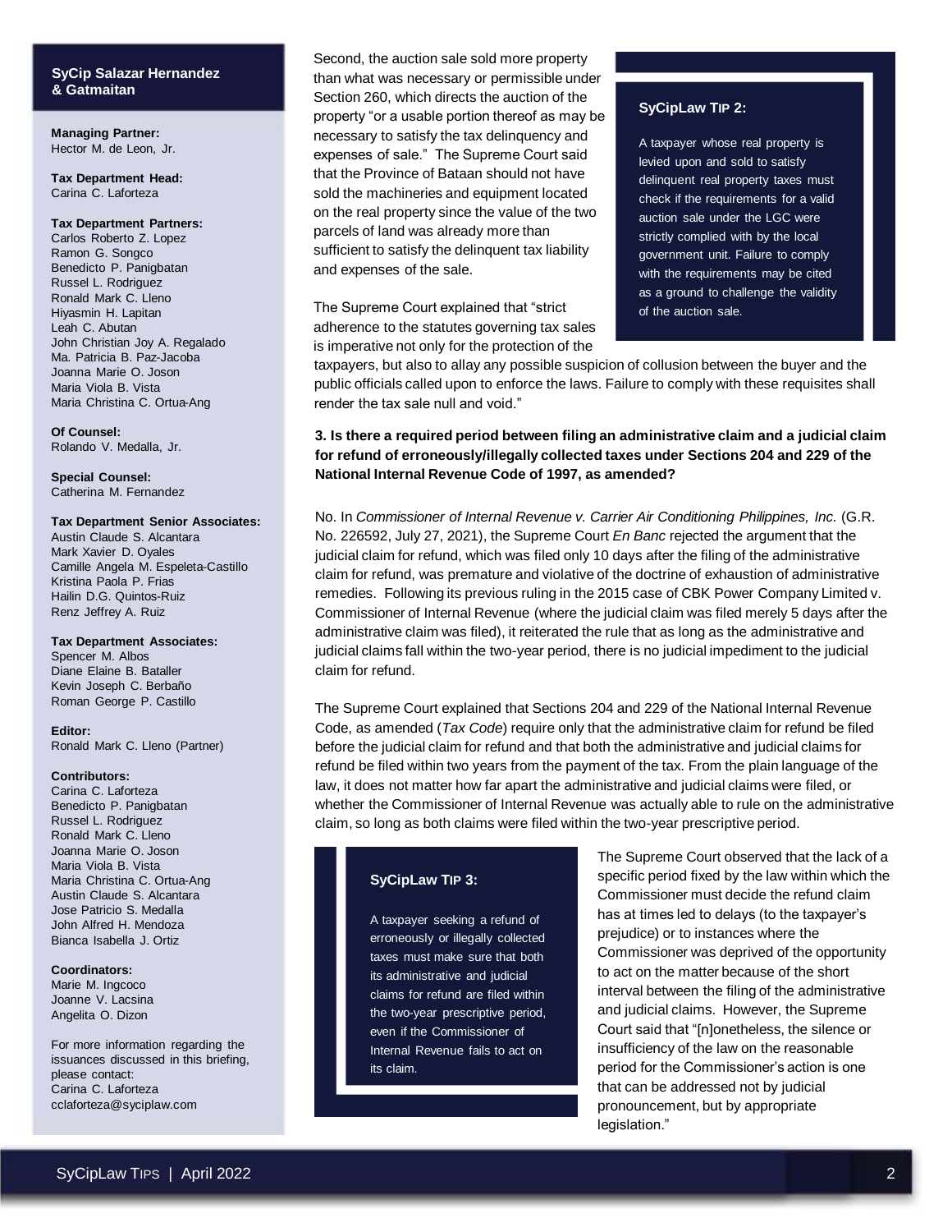**SyCip Salazar Hernandez & Gatmaitan**

**Managing Partner:**
Hector M. de Leon, Jr.

**Tax Department Head:**
Carina C. Laforteza

**Tax Department Partners:**
Carlos Roberto Z. Lopez
Ramon G. Songco
Benedicto P. Panigbatan
Russel L. Rodriguez
Ronald Mark C. Lleno
Hiyasmin H. Lapitan
Leah C. Abutan
John Christian Joy A. Regalado
Ma. Patricia B. Paz-Jacoba
Joanna Marie O. Joson
Maria Viola B. Vista
Maria Christina C. Ortua-Ang

**Of Counsel:**
Rolando V. Medalla, Jr.

**Special Counsel:**
Catherina M. Fernandez

**Tax Department Senior Associates:**
Austin Claude S. Alcantara
Mark Xavier D. Oyales
Camille Angela M. Espeleta-Castillo
Kristina Paola P. Frias
Hailin D.G. Quintos-Ruiz
Renz Jeffrey A. Ruiz

**Tax Department Associates:**
Spencer M. Albos
Diane Elaine B. Bataller
Kevin Joseph C. Berbaño
Roman George P. Castillo

**Editor:**
Ronald Mark C. Lleno (Partner)

**Contributors:**
Carina C. Laforteza
Benedicto P. Panigbatan
Russel L. Rodriguez
Ronald Mark C. Lleno
Joanna Marie O. Joson
Maria Viola B. Vista
Maria Christina C. Ortua-Ang
Austin Claude S. Alcantara
Jose Patricio S. Medalla
John Alfred H. Mendoza
Bianca Isabella J. Ortiz

**Coordinators:**
Marie M. Ingcoco
Joanne V. Lacsina
Angelita O. Dizon

For more information regarding the issuances discussed in this briefing, please contact:
Carina C. Laforteza
cclaforteza@syciplaw.com

---

Second, the auction sale sold more property than what was necessary or permissible under Section 260, which directs the auction of the property "or a usable portion thereof as may be necessary to satisfy the tax delinquency and expenses of sale." The Supreme Court said that the Province of Bataan should not have sold the machineries and equipment located on the real property since the value of the two parcels of land was already more than sufficient to satisfy the delinquent tax liability and expenses of the sale.

> **SyCipLaw TIP 2:**
>
> A taxpayer whose real property is levied upon and sold to satisfy delinquent real property taxes must check if the requirements for a valid auction sale under the LGC were strictly complied with by the local government unit. Failure to comply with the requirements may be cited as a ground to challenge the validity of the auction sale.

The Supreme Court explained that "strict adherence to the statutes governing tax sales is imperative not only for the protection of the taxpayers, but also to allay any possible suspicion of collusion between the buyer and the public officials called upon to enforce the laws. Failure to comply with these requisites shall render the tax sale null and void."

**3. Is there a required period between filing an administrative claim and a judicial claim for refund of erroneously/illegally collected taxes under Sections 204 and 229 of the National Internal Revenue Code of 1997, as amended?**

No. In *Commissioner of Internal Revenue v. Carrier Air Conditioning Philippines, Inc.* (G.R. No. 226592, July 27, 2021), the Supreme Court *En Banc* rejected the argument that the judicial claim for refund, which was filed only 10 days after the filing of the administrative claim for refund, was premature and violative of the doctrine of exhaustion of administrative remedies. Following its previous ruling in the 2015 case of CBK Power Company Limited v. Commissioner of Internal Revenue (where the judicial claim was filed merely 5 days after the administrative claim was filed), it reiterated the rule that as long as the administrative and judicial claims fall within the two-year period, there is no judicial impediment to the judicial claim for refund.

The Supreme Court explained that Sections 204 and 229 of the National Internal Revenue Code, as amended (*Tax Code*) require only that the administrative claim for refund be filed before the judicial claim for refund and that both the administrative and judicial claims for refund be filed within two years from the payment of the tax. From the plain language of the law, it does not matter how far apart the administrative and judicial claims were filed, or whether the Commissioner of Internal Revenue was actually able to rule on the administrative claim, so long as both claims were filed within the two-year prescriptive period.

> **SyCipLaw TIP 3:**
>
> A taxpayer seeking a refund of erroneously or illegally collected taxes must make sure that both its administrative and judicial claims for refund are filed within the two-year prescriptive period, even if the Commissioner of Internal Revenue fails to act on its claim.

The Supreme Court observed that the lack of a specific period fixed by the law within which the Commissioner must decide the refund claim has at times led to delays (to the taxpayer's prejudice) or to instances where the Commissioner was deprived of the opportunity to act on the matter because of the short interval between the filing of the administrative and judicial claims. However, the Supreme Court said that "[n]onetheless, the silence or insufficiency of the law on the reasonable period for the Commissioner's action is one that can be addressed not by judicial pronouncement, but by appropriate legislation."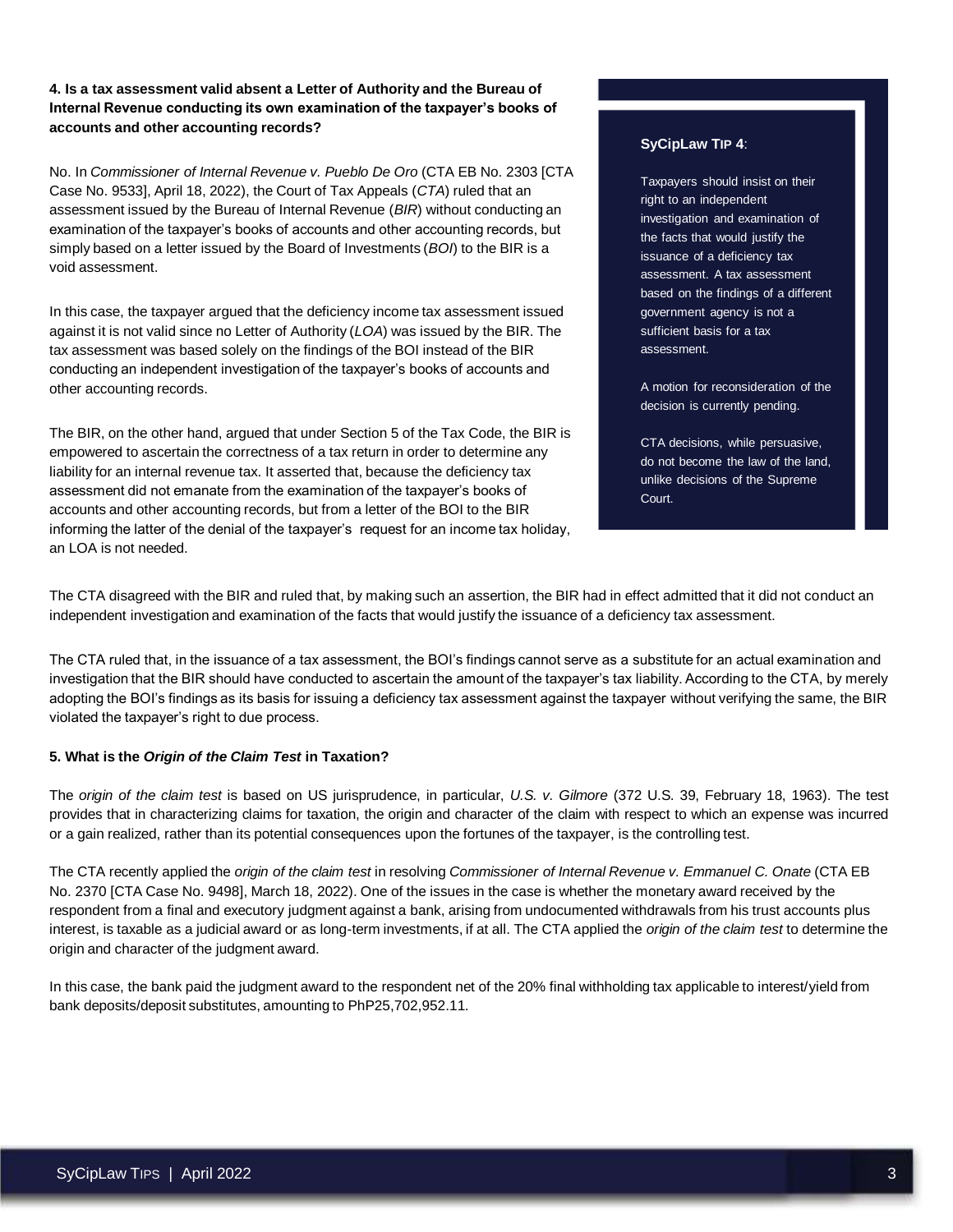**4. Is a tax assessment valid absent a Letter of Authority and the Bureau of Internal Revenue conducting its own examination of the taxpayer's books of accounts and other accounting records?**

No. In *Commissioner of Internal Revenue v. Pueblo De Oro* (CTA EB No. 2303 [CTA Case No. 9533], April 18, 2022), the Court of Tax Appeals (*CTA*) ruled that an assessment issued by the Bureau of Internal Revenue (*BIR*) without conducting an examination of the taxpayer's books of accounts and other accounting records, but simply based on a letter issued by the Board of Investments (*BOI*) to the BIR is a void assessment.

In this case, the taxpayer argued that the deficiency income tax assessment issued against it is not valid since no Letter of Authority (*LOA*) was issued by the BIR. The tax assessment was based solely on the findings of the BOI instead of the BIR conducting an independent investigation of the taxpayer's books of accounts and other accounting records.

The BIR, on the other hand, argued that under Section 5 of the Tax Code, the BIR is empowered to ascertain the correctness of a tax return in order to determine any liability for an internal revenue tax. It asserted that, because the deficiency tax assessment did not emanate from the examination of the taxpayer's books of accounts and other accounting records, but from a letter of the BOI to the BIR informing the latter of the denial of the taxpayer's request for an income tax holiday, an LOA is not needed.

> **SyCipLaw TIP 4**:
>
> Taxpayers should insist on their right to an independent investigation and examination of the facts that would justify the issuance of a deficiency tax assessment. A tax assessment based on the findings of a different government agency is not a sufficient basis for a tax assessment.
>
> A motion for reconsideration of the decision is currently pending.
>
> CTA decisions, while persuasive, do not become the law of the land, unlike decisions of the Supreme Court.

The CTA disagreed with the BIR and ruled that, by making such an assertion, the BIR had in effect admitted that it did not conduct an independent investigation and examination of the facts that would justify the issuance of a deficiency tax assessment.

The CTA ruled that, in the issuance of a tax assessment, the BOI's findings cannot serve as a substitute for an actual examination and investigation that the BIR should have conducted to ascertain the amount of the taxpayer's tax liability. According to the CTA, by merely adopting the BOI's findings as its basis for issuing a deficiency tax assessment against the taxpayer without verifying the same, the BIR violated the taxpayer's right to due process.

**5. What is the *Origin of the Claim Test* in Taxation?**

The *origin of the claim test* is based on US jurisprudence, in particular, *U.S. v. Gilmore* (372 U.S. 39, February 18, 1963). The test provides that in characterizing claims for taxation, the origin and character of the claim with respect to which an expense was incurred or a gain realized, rather than its potential consequences upon the fortunes of the taxpayer, is the controlling test.

The CTA recently applied the *origin of the claim test* in resolving *Commissioner of Internal Revenue v. Emmanuel C. Onate* (CTA EB No. 2370 [CTA Case No. 9498], March 18, 2022). One of the issues in the case is whether the monetary award received by the respondent from a final and executory judgment against a bank, arising from undocumented withdrawals from his trust accounts plus interest, is taxable as a judicial award or as long-term investments, if at all. The CTA applied the *origin of the claim test* to determine the origin and character of the judgment award.

In this case, the bank paid the judgment award to the respondent net of the 20% final withholding tax applicable to interest/yield from bank deposits/deposit substitutes, amounting to PhP25,702,952.11.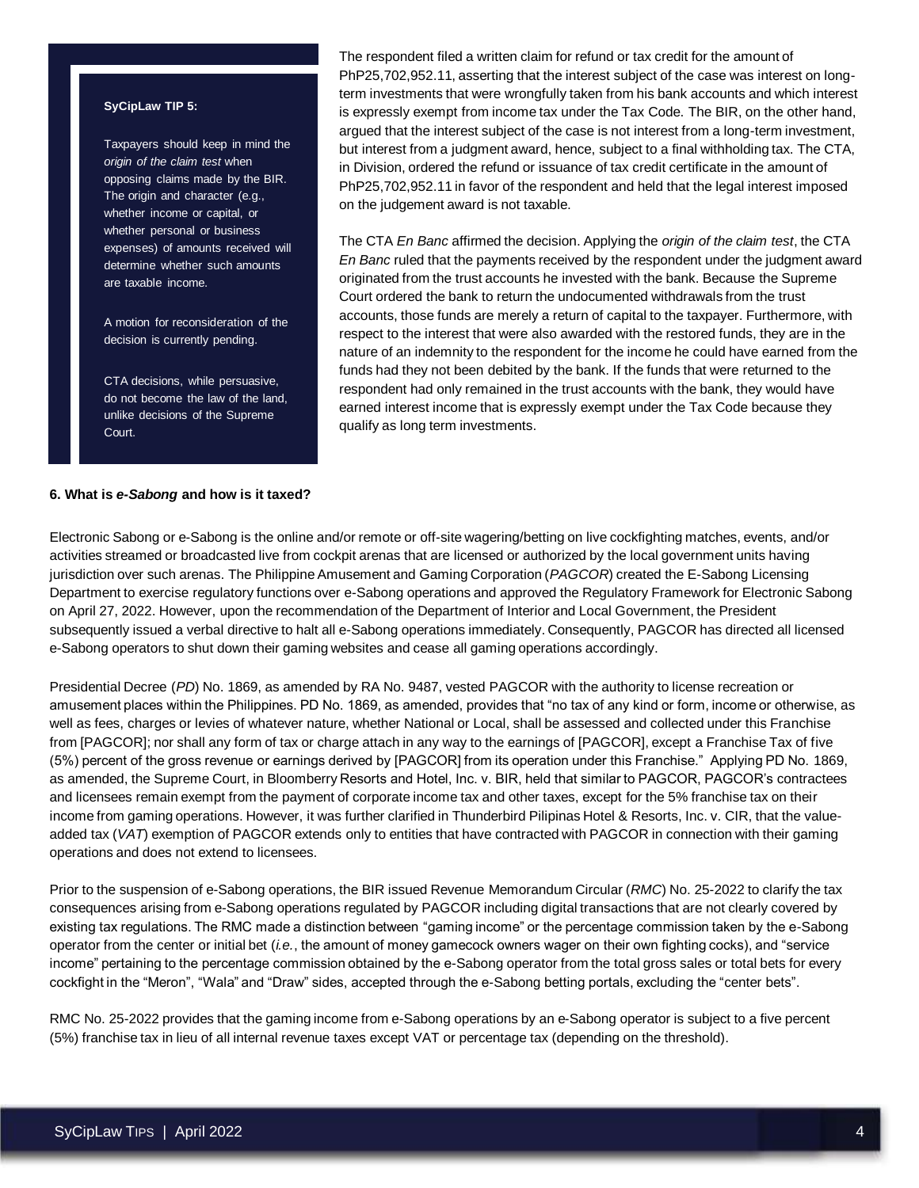The respondent filed a written claim for refund or tax credit for the amount of PhP25,702,952.11, asserting that the interest subject of the case was interest on long-term investments that were wrongfully taken from his bank accounts and which interest is expressly exempt from income tax under the Tax Code. The BIR, on the other hand, argued that the interest subject of the case is not interest from a long-term investment, but interest from a judgment award, hence, subject to a final withholding tax. The CTA, in Division, ordered the refund or issuance of tax credit certificate in the amount of PhP25,702,952.11 in favor of the respondent and held that the legal interest imposed on the judgement award is not taxable.

The CTA *En Banc* affirmed the decision. Applying the *origin of the claim test*, the CTA *En Banc* ruled that the payments received by the respondent under the judgment award originated from the trust accounts he invested with the bank. Because the Supreme Court ordered the bank to return the undocumented withdrawals from the trust accounts, those funds are merely a return of capital to the taxpayer. Furthermore, with respect to the interest that were also awarded with the restored funds, they are in the nature of an indemnity to the respondent for the income he could have earned from the funds had they not been debited by the bank. If the funds that were returned to the respondent had only remained in the trust accounts with the bank, they would have earned interest income that is expressly exempt under the Tax Code because they qualify as long term investments.

> **SyCipLaw TIP 5:**
>
> Taxpayers should keep in mind the *origin of the claim test* when opposing claims made by the BIR. The origin and character (e.g., whether income or capital, or whether personal or business expenses) of amounts received will determine whether such amounts are taxable income.
>
> A motion for reconsideration of the decision is currently pending.
>
> CTA decisions, while persuasive, do not become the law of the land, unlike decisions of the Supreme Court.

**6. What is *e-Sabong* and how is it taxed?**

Electronic Sabong or e-Sabong is the online and/or remote or off-site wagering/betting on live cockfighting matches, events, and/or activities streamed or broadcasted live from cockpit arenas that are licensed or authorized by the local government units having jurisdiction over such arenas. The Philippine Amusement and Gaming Corporation (*PAGCOR*) created the E-Sabong Licensing Department to exercise regulatory functions over e-Sabong operations and approved the Regulatory Framework for Electronic Sabong on April 27, 2022. However, upon the recommendation of the Department of Interior and Local Government, the President subsequently issued a verbal directive to halt all e-Sabong operations immediately. Consequently, PAGCOR has directed all licensed e-Sabong operators to shut down their gaming websites and cease all gaming operations accordingly.

Presidential Decree (*PD*) No. 1869, as amended by RA No. 9487, vested PAGCOR with the authority to license recreation or amusement places within the Philippines. PD No. 1869, as amended, provides that "no tax of any kind or form, income or otherwise, as well as fees, charges or levies of whatever nature, whether National or Local, shall be assessed and collected under this Franchise from [PAGCOR]; nor shall any form of tax or charge attach in any way to the earnings of [PAGCOR], except a Franchise Tax of five (5%) percent of the gross revenue or earnings derived by [PAGCOR] from its operation under this Franchise." Applying PD No. 1869, as amended, the Supreme Court, in Bloomberry Resorts and Hotel, Inc. v. BIR, held that similar to PAGCOR, PAGCOR's contractees and licensees remain exempt from the payment of corporate income tax and other taxes, except for the 5% franchise tax on their income from gaming operations. However, it was further clarified in Thunderbird Pilipinas Hotel & Resorts, Inc. v. CIR, that the value-added tax (*VAT*) exemption of PAGCOR extends only to entities that have contracted with PAGCOR in connection with their gaming operations and does not extend to licensees.

Prior to the suspension of e-Sabong operations, the BIR issued Revenue Memorandum Circular (*RMC*) No. 25-2022 to clarify the tax consequences arising from e-Sabong operations regulated by PAGCOR including digital transactions that are not clearly covered by existing tax regulations. The RMC made a distinction between "gaming income" or the percentage commission taken by the e-Sabong operator from the center or initial bet (*i.e.*, the amount of money gamecock owners wager on their own fighting cocks), and "service income" pertaining to the percentage commission obtained by the e-Sabong operator from the total gross sales or total bets for every cockfight in the "Meron", "Wala" and "Draw" sides, accepted through the e-Sabong betting portals, excluding the "center bets".

RMC No. 25-2022 provides that the gaming income from e-Sabong operations by an e-Sabong operator is subject to a five percent (5%) franchise tax in lieu of all internal revenue taxes except VAT or percentage tax (depending on the threshold).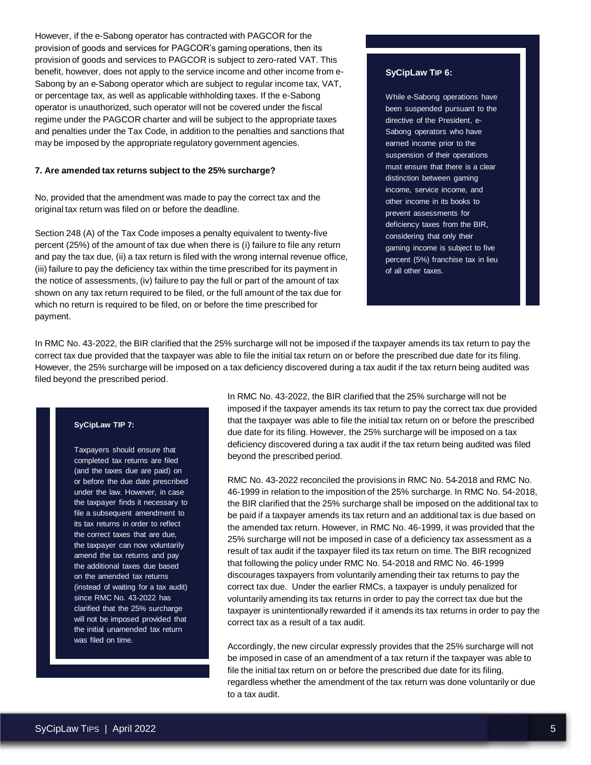However, if the e-Sabong operator has contracted with PAGCOR for the provision of goods and services for PAGCOR's gaming operations, then its provision of goods and services to PAGCOR is subject to zero-rated VAT. This benefit, however, does not apply to the service income and other income from e-Sabong by an e-Sabong operator which are subject to regular income tax, VAT, or percentage tax, as well as applicable withholding taxes. If the e-Sabong operator is unauthorized, such operator will not be covered under the fiscal regime under the PAGCOR charter and will be subject to the appropriate taxes and penalties under the Tax Code, in addition to the penalties and sanctions that may be imposed by the appropriate regulatory government agencies.

> **SyCipLaw TIP 6:**
>
> While e-Sabong operations have been suspended pursuant to the directive of the President, e-Sabong operators who have earned income prior to the suspension of their operations must ensure that there is a clear distinction between gaming income, service income, and other income in its books to prevent assessments for deficiency taxes from the BIR, considering that only their gaming income is subject to five percent (5%) franchise tax in lieu of all other taxes.

**7. Are amended tax returns subject to the 25% surcharge?**

No, provided that the amendment was made to pay the correct tax and the original tax return was filed on or before the deadline.

Section 248 (A) of the Tax Code imposes a penalty equivalent to twenty-five percent (25%) of the amount of tax due when there is (i) failure to file any return and pay the tax due, (ii) a tax return is filed with the wrong internal revenue office, (iii) failure to pay the deficiency tax within the time prescribed for its payment in the notice of assessments, (iv) failure to pay the full or part of the amount of tax shown on any tax return required to be filed, or the full amount of the tax due for which no return is required to be filed, on or before the time prescribed for payment.

In RMC No. 43-2022, the BIR clarified that the 25% surcharge will not be imposed if the taxpayer amends its tax return to pay the correct tax due provided that the taxpayer was able to file the initial tax return on or before the prescribed due date for its filing. However, the 25% surcharge will be imposed on a tax deficiency discovered during a tax audit if the tax return being audited was filed beyond the prescribed period.

RMC No. 43-2022 reconciled the provisions in RMC No. 54-2018 and RMC No. 46-1999 in relation to the imposition of the 25% surcharge. In RMC No. 54-2018, the BIR clarified that the 25% surcharge shall be imposed on the additional tax to be paid if a taxpayer amends its tax return and an additional tax is due based on the amended tax return. However, in RMC No. 46-1999, it was provided that the 25% surcharge will not be imposed in case of a deficiency tax assessment as a result of tax audit if the taxpayer filed its tax return on time. The BIR recognized that following the policy under RMC No. 54-2018 and RMC No. 46-1999 discourages taxpayers from voluntarily amending their tax returns to pay the correct tax due. Under the earlier RMCs, a taxpayer is unduly penalized for voluntarily amending its tax returns in order to pay the correct tax due but the taxpayer is unintentionally rewarded if it amends its tax returns in order to pay the correct tax as a result of a tax audit.

Accordingly, the new circular expressly provides that the 25% surcharge will not be imposed in case of an amendment of a tax return if the taxpayer was able to file the initial tax return on or before the prescribed due date for its filing, regardless whether the amendment of the tax return was done voluntarily or due to a tax audit.

> **SyCipLaw TIP 7:**
>
> Taxpayers should ensure that completed tax returns are filed (and the taxes due are paid) on or before the due date prescribed under the law. However, in case the taxpayer finds it necessary to file a subsequent amendment to its tax returns in order to reflect the correct taxes that are due, the taxpayer can now voluntarily amend the tax returns and pay the additional taxes due based on the amended tax returns (instead of waiting for a tax audit) since RMC No. 43-2022 has clarified that the 25% surcharge will not be imposed provided that the initial unamended tax return was filed on time.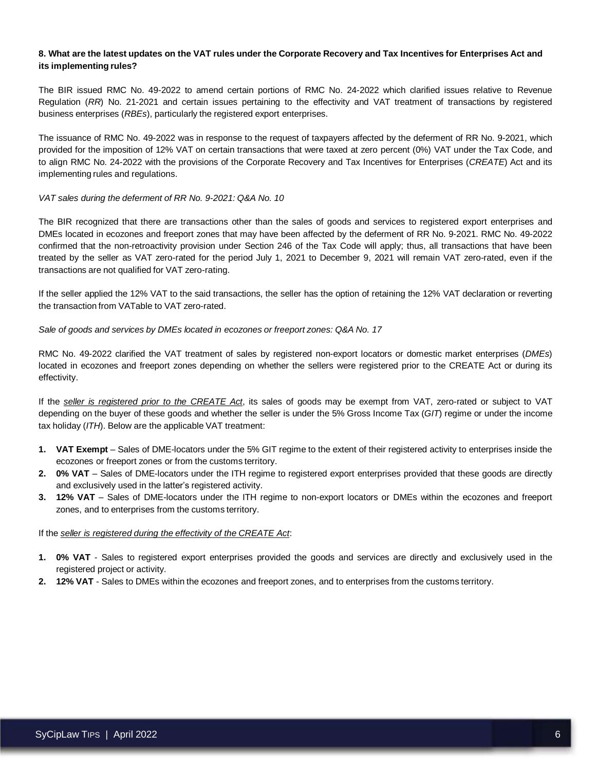**8. What are the latest updates on the VAT rules under the Corporate Recovery and Tax Incentives for Enterprises Act and its implementing rules?**

The BIR issued RMC No. 49-2022 to amend certain portions of RMC No. 24-2022 which clarified issues relative to Revenue Regulation (*RR*) No. 21-2021 and certain issues pertaining to the effectivity and VAT treatment of transactions by registered business enterprises (*RBEs*), particularly the registered export enterprises.

The issuance of RMC No. 49-2022 was in response to the request of taxpayers affected by the deferment of RR No. 9-2021, which provided for the imposition of 12% VAT on certain transactions that were taxed at zero percent (0%) VAT under the Tax Code, and to align RMC No. 24-2022 with the provisions of the Corporate Recovery and Tax Incentives for Enterprises (*CREATE*) Act and its implementing rules and regulations.

*VAT sales during the deferment of RR No. 9-2021: Q&A No. 10*

The BIR recognized that there are transactions other than the sales of goods and services to registered export enterprises and DMEs located in ecozones and freeport zones that may have been affected by the deferment of RR No. 9-2021. RMC No. 49-2022 confirmed that the non-retroactivity provision under Section 246 of the Tax Code will apply; thus, all transactions that have been treated by the seller as VAT zero-rated for the period July 1, 2021 to December 9, 2021 will remain VAT zero-rated, even if the transactions are not qualified for VAT zero-rating.

If the seller applied the 12% VAT to the said transactions, the seller has the option of retaining the 12% VAT declaration or reverting the transaction from VATable to VAT zero-rated.

*Sale of goods and services by DMEs located in ecozones or freeport zones: Q&A No. 17*

RMC No. 49-2022 clarified the VAT treatment of sales by registered non-export locators or domestic market enterprises (*DMEs*) located in ecozones and freeport zones depending on whether the sellers were registered prior to the CREATE Act or during its effectivity.

If the <u>*seller is registered prior to the CREATE Act*</u>, its sales of goods may be exempt from VAT, zero-rated or subject to VAT depending on the buyer of these goods and whether the seller is under the 5% Gross Income Tax (*GIT*) regime or under the income tax holiday (*ITH*). Below are the applicable VAT treatment:

1. **VAT Exempt** – Sales of DME-locators under the 5% GIT regime to the extent of their registered activity to enterprises inside the ecozones or freeport zones or from the customs territory.
2. **0% VAT** – Sales of DME-locators under the ITH regime to registered export enterprises provided that these goods are directly and exclusively used in the latter's registered activity.
3. **12% VAT** – Sales of DME-locators under the ITH regime to non-export locators or DMEs within the ecozones and freeport zones, and to enterprises from the customs territory.

If the <u>*seller is registered during the effectivity of the CREATE Act*</u>:

1. **0% VAT** - Sales to registered export enterprises provided the goods and services are directly and exclusively used in the registered project or activity.
2. **12% VAT** - Sales to DMEs within the ecozones and freeport zones, and to enterprises from the customs territory.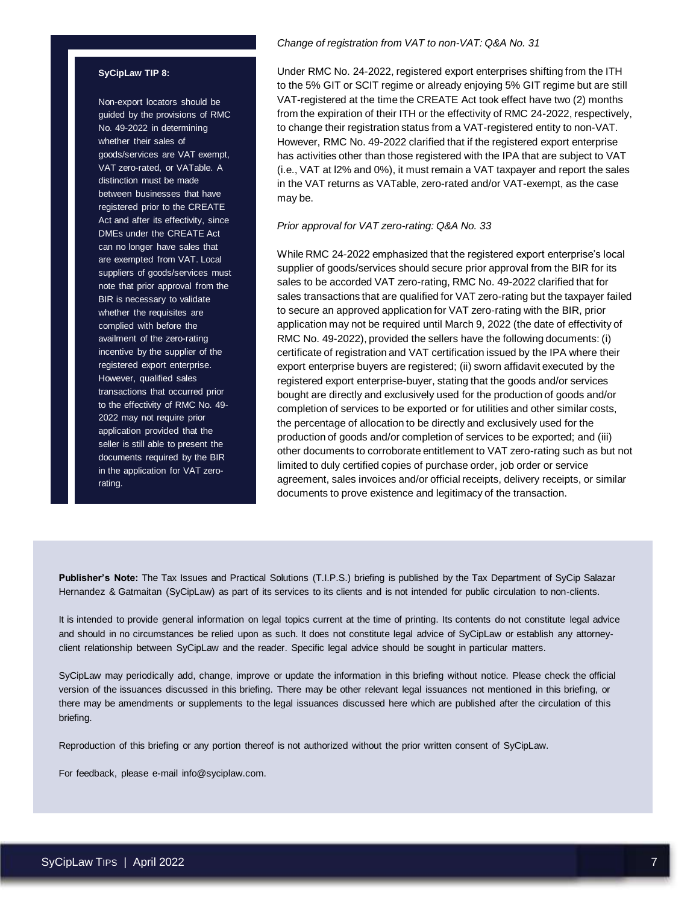**SyCipLaw TIP 8:**

Non-export locators should be guided by the provisions of RMC No. 49-2022 in determining whether their sales of goods/services are VAT exempt, VAT zero-rated, or VATable. A distinction must be made between businesses that have registered prior to the CREATE Act and after its effectivity, since DMEs under the CREATE Act can no longer have sales that are exempted from VAT. Local suppliers of goods/services must note that prior approval from the BIR is necessary to validate whether the requisites are complied with before the availment of the zero-rating incentive by the supplier of the registered export enterprise. However, qualified sales transactions that occurred prior to the effectivity of RMC No. 49-2022 may not require prior application provided that the seller is still able to present the documents required by the BIR in the application for VAT zero-rating.

*Change of registration from VAT to non-VAT: Q&A No. 31*

Under RMC No. 24-2022, registered export enterprises shifting from the ITH to the 5% GIT or SCIT regime or already enjoying 5% GIT regime but are still VAT-registered at the time the CREATE Act took effect have two (2) months from the expiration of their ITH or the effectivity of RMC 24-2022, respectively, to change their registration status from a VAT-registered entity to non-VAT. However, RMC No. 49-2022 clarified that if the registered export enterprise has activities other than those registered with the IPA that are subject to VAT (i.e., VAT at l2% and 0%), it must remain a VAT taxpayer and report the sales in the VAT returns as VATable, zero-rated and/or VAT-exempt, as the case may be.

*Prior approval for VAT zero-rating: Q&A No. 33*

While RMC 24-2022 emphasized that the registered export enterprise's local supplier of goods/services should secure prior approval from the BIR for its sales to be accorded VAT zero-rating, RMC No. 49-2022 clarified that for sales transactions that are qualified for VAT zero-rating but the taxpayer failed to secure an approved application for VAT zero-rating with the BIR, prior application may not be required until March 9, 2022 (the date of effectivity of RMC No. 49-2022), provided the sellers have the following documents: (i) certificate of registration and VAT certification issued by the IPA where their export enterprise buyers are registered; (ii) sworn affidavit executed by the registered export enterprise-buyer, stating that the goods and/or services bought are directly and exclusively used for the production of goods and/or completion of services to be exported or for utilities and other similar costs, the percentage of allocation to be directly and exclusively used for the production of goods and/or completion of services to be exported; and (iii) other documents to corroborate entitlement to VAT zero-rating such as but not limited to duly certified copies of purchase order, job order or service agreement, sales invoices and/or official receipts, delivery receipts, or similar documents to prove existence and legitimacy of the transaction.

**Publisher's Note:** The Tax Issues and Practical Solutions (T.I.P.S.) briefing is published by the Tax Department of SyCip Salazar Hernandez & Gatmaitan (SyCipLaw) as part of its services to its clients and is not intended for public circulation to non-clients.

It is intended to provide general information on legal topics current at the time of printing. Its contents do not constitute legal advice and should in no circumstances be relied upon as such. It does not constitute legal advice of SyCipLaw or establish any attorney-client relationship between SyCipLaw and the reader. Specific legal advice should be sought in particular matters.

SyCipLaw may periodically add, change, improve or update the information in this briefing without notice. Please check the official version of the issuances discussed in this briefing. There may be other relevant legal issuances not mentioned in this briefing, or there may be amendments or supplements to the legal issuances discussed here which are published after the circulation of this briefing.

Reproduction of this briefing or any portion thereof is not authorized without the prior written consent of SyCipLaw.

For feedback, please e-mail info@syciplaw.com.